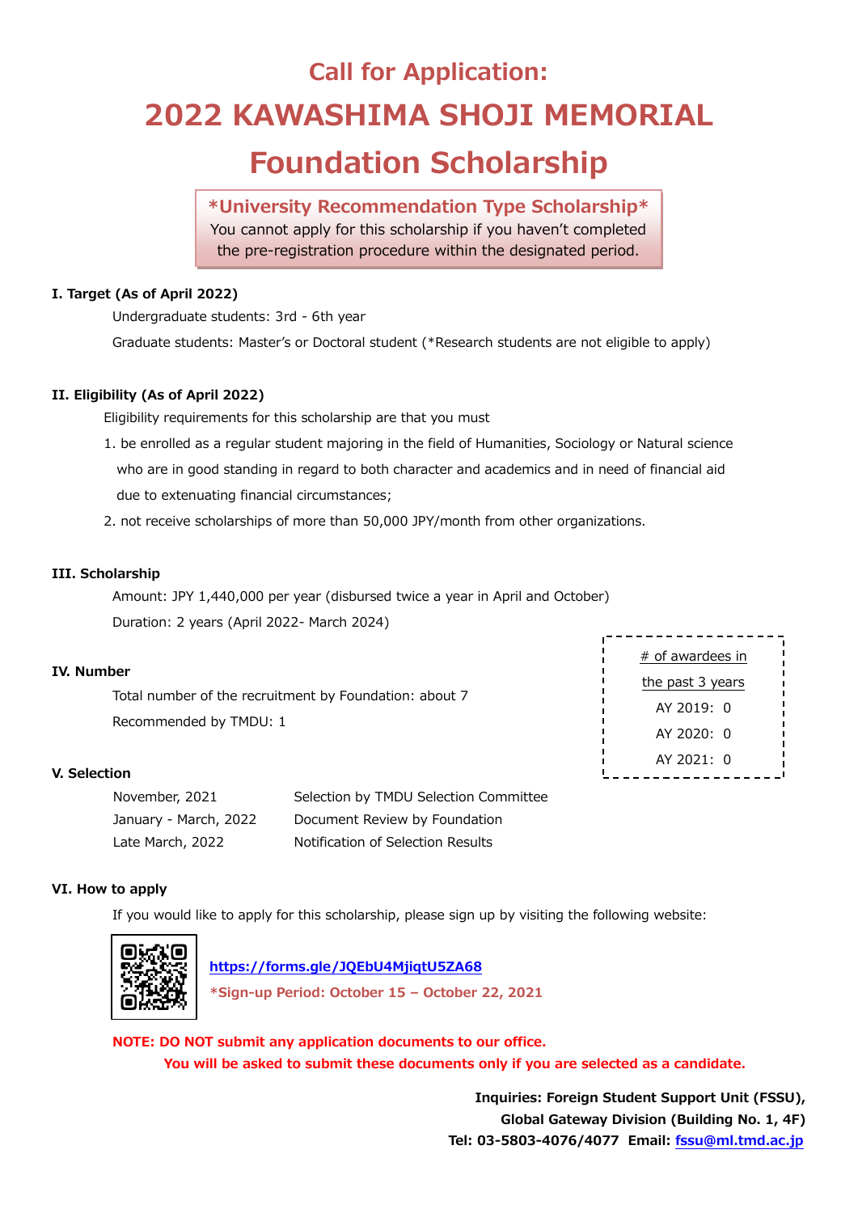# Call for Application:

# 2022 KAWASHIMA SHOJI MEMORIAL Foundation Scholarship

**\*University Recommendation Type Scholarship\***

You cannot apply for this scholarship if you haven't completed the pre-registration procedure within the designated period.

### I. Target (As of April 2022)

Undergraduate students: 3rd - 6th year

Graduate students: Master's or Doctoral student (\*Research students are not eligible to apply)

### II. Eligibility (As of April 2022)

Eligibility requirements for this scholarship are that you must

1. be enrolled as a regular student majoring in the field of Humanities, Sociology or Natural science who are in good standing in regard to both character and academics and in need of financial aid due to extenuating financial circumstances;
2. not receive scholarships of more than 50,000 JPY/month from other organizations.

### III. Scholarship

Amount: JPY 1,440,000 per year (disbursed twice a year in April and October)

Duration: 2 years (April 2022- March 2024)

### IV. Number

Total number of the recruitment by Foundation: about 7

Recommended by TMDU: 1

| # of awardees in the past 3 years |
|---|
| AY 2019: 0 |
| AY 2020: 0 |
| AY 2021: 0 |

### V. Selection

| | |
|---|---|
| November, 2021 | Selection by TMDU Selection Committee |
| January - March, 2022 | Document Review by Foundation |
| Late March, 2022 | Notification of Selection Results |

### VI. How to apply

If you would like to apply for this scholarship, please sign up by visiting the following website:

**https://forms.gle/JQEbU4MjiqtU5ZA68**

**\*Sign-up Period: October 15 – October 22, 2021**

**NOTE: DO NOT submit any application documents to our office.**
**You will be asked to submit these documents only if you are selected as a candidate.**

**Inquiries: Foreign Student Support Unit (FSSU),**
**Global Gateway Division (Building No. 1, 4F)**
**Tel: 03-5803-4076/4077 Email: fssu@ml.tmd.ac.jp**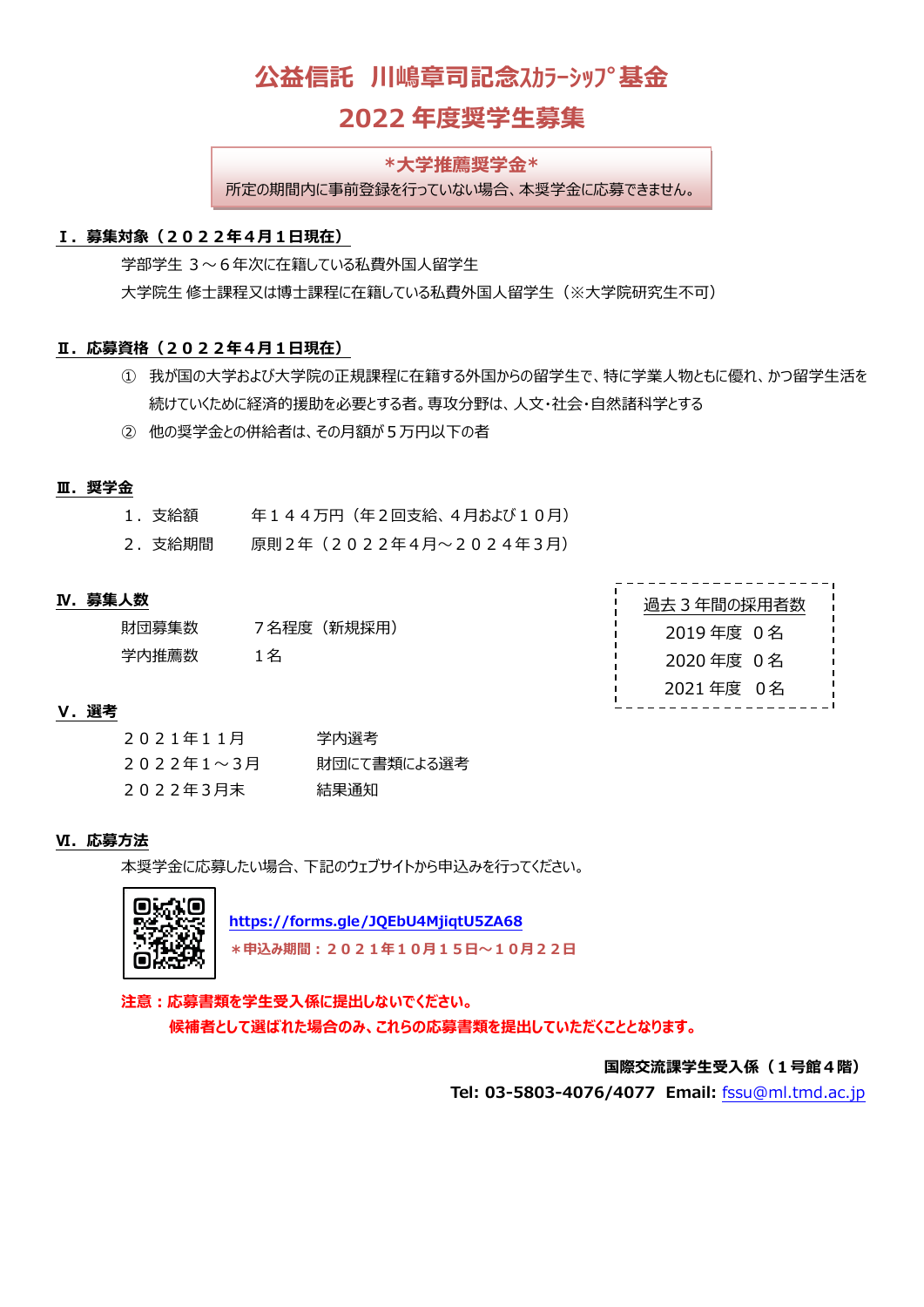# 公益信託 川嶋章司記念ｽｶﾗｰｼｯﾌﾟ基金
# 2022 年度奨学生募集

**＊大学推薦奨学金＊**
所定の期間内に事前登録を行っていない場合、本奨学金に応募できません。

## Ⅰ．募集対象（２０２２年４月１日現在）

学部学生 ３～６年次に在籍している私費外国人留学生
大学院生 修士課程又は博士課程に在籍している私費外国人留学生（※大学院研究生不可）

## Ⅱ．応募資格（２０２２年４月１日現在）

① 我が国の大学および大学院の正規課程に在籍する外国からの留学生で、特に学業人物ともに優れ、かつ留学生活を続けていくために経済的援助を必要とする者。専攻分野は、人文・社会・自然諸科学とする
② 他の奨学金との併給者は、その月額が５万円以下の者

## Ⅲ．奨学金

１．支給額　　年１４４万円（年２回支給、４月および１０月）
２．支給期間　　原則２年（２０２２年４月～２０２４年３月）

## Ⅳ．募集人数

財団募集数　　７名程度（新規採用）
学内推薦数　　１名

過去３年間の採用者数
2019 年度　０名
2020 年度　０名
2021 年度　０名

## Ⅴ．選考

２０２１年１１月　　学内選考
２０２２年１～３月　　財団にて書類による選考
２０２２年３月末　　結果通知

## Ⅵ．応募方法

本奨学金に応募したい場合、下記のウェブサイトから申込みを行ってください。

**https://forms.gle/JQEbU4MjiqtU5ZA68**
**＊申込み期間：２０２１年１０月１５日～１０月２２日**

**注意：応募書類を学生受入係に提出しないでください。**
**候補者として選ばれた場合のみ、これらの応募書類を提出していただくこととなります。**

**国際交流課学生受入係（１号館４階）**
**Tel: 03-5803-4076/4077 Email:** fssu@ml.tmd.ac.jp